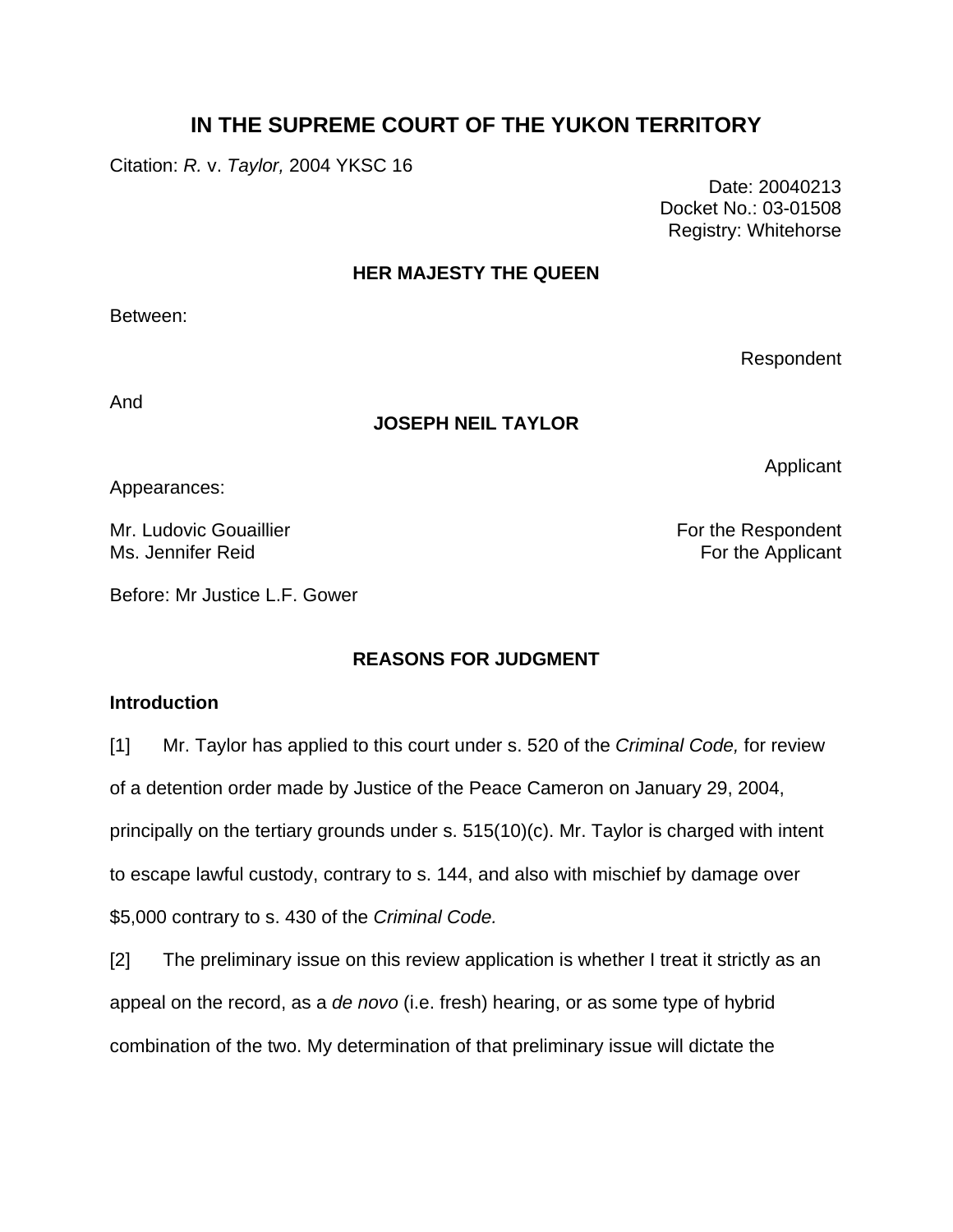# IN THE SUPREME COURT OF THE YUKON TERRITORY

Citation: *R.* v. *Taylor,* 2004 YKSC 16

Date: 20040213
Docket No.: 03-01508
Registry: Whitehorse

**HER MAJESTY THE QUEEN**

Between:

Respondent

And

**JOSEPH NEIL TAYLOR**

Applicant

Appearances:

Mr. Ludovic Gouaillier — For the Respondent
Ms. Jennifer Reid — For the Applicant

Before: Mr Justice L.F. Gower

## REASONS FOR JUDGMENT

### Introduction

[1] Mr. Taylor has applied to this court under s. 520 of the *Criminal Code,* for review of a detention order made by Justice of the Peace Cameron on January 29, 2004, principally on the tertiary grounds under s. 515(10)(c). Mr. Taylor is charged with intent to escape lawful custody, contrary to s. 144, and also with mischief by damage over $5,000 contrary to s. 430 of the *Criminal Code.*

[2] The preliminary issue on this review application is whether I treat it strictly as an appeal on the record, as a *de novo* (i.e. fresh) hearing, or as some type of hybrid combination of the two. My determination of that preliminary issue will dictate the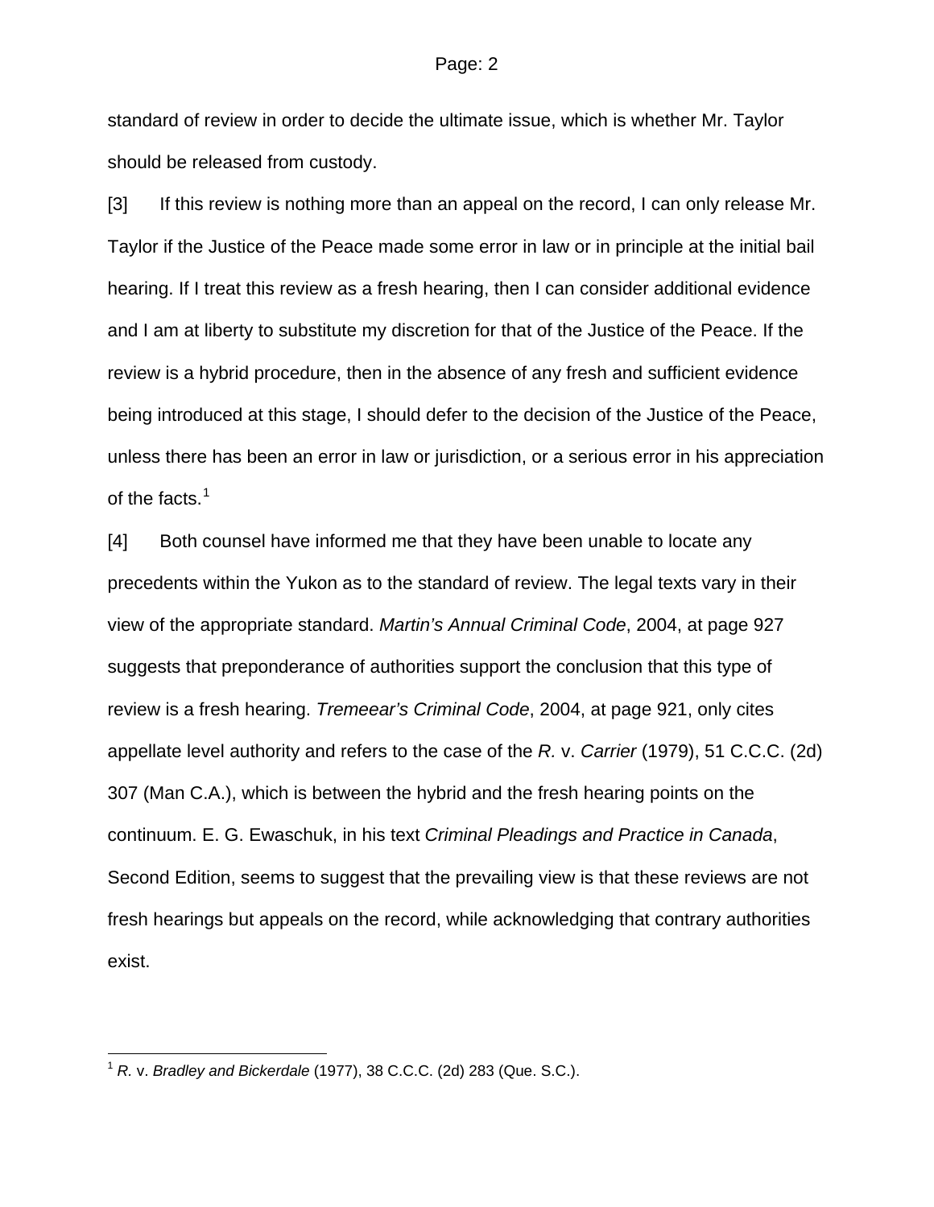standard of review in order to decide the ultimate issue, which is whether Mr. Taylor should be released from custody.

[3] If this review is nothing more than an appeal on the record, I can only release Mr. Taylor if the Justice of the Peace made some error in law or in principle at the initial bail hearing. If I treat this review as a fresh hearing, then I can consider additional evidence and I am at liberty to substitute my discretion for that of the Justice of the Peace. If the review is a hybrid procedure, then in the absence of any fresh and sufficient evidence being introduced at this stage, I should defer to the decision of the Justice of the Peace, unless there has been an error in law or jurisdiction, or a serious error in his appreciation of the facts.[1]

[4] Both counsel have informed me that they have been unable to locate any precedents within the Yukon as to the standard of review. The legal texts vary in their view of the appropriate standard. *Martin's Annual Criminal Code*, 2004, at page 927 suggests that preponderance of authorities support the conclusion that this type of review is a fresh hearing. *Tremeear's Criminal Code*, 2004, at page 921, only cites appellate level authority and refers to the case of the *R.* v. *Carrier* (1979), 51 C.C.C. (2d) 307 (Man C.A.), which is between the hybrid and the fresh hearing points on the continuum. E. G. Ewaschuk, in his text *Criminal Pleadings and Practice in Canada*, Second Edition, seems to suggest that the prevailing view is that these reviews are not fresh hearings but appeals on the record, while acknowledging that contrary authorities exist.

---

[1] *R.* v. *Bradley and Bickerdale* (1977), 38 C.C.C. (2d) 283 (Que. S.C.).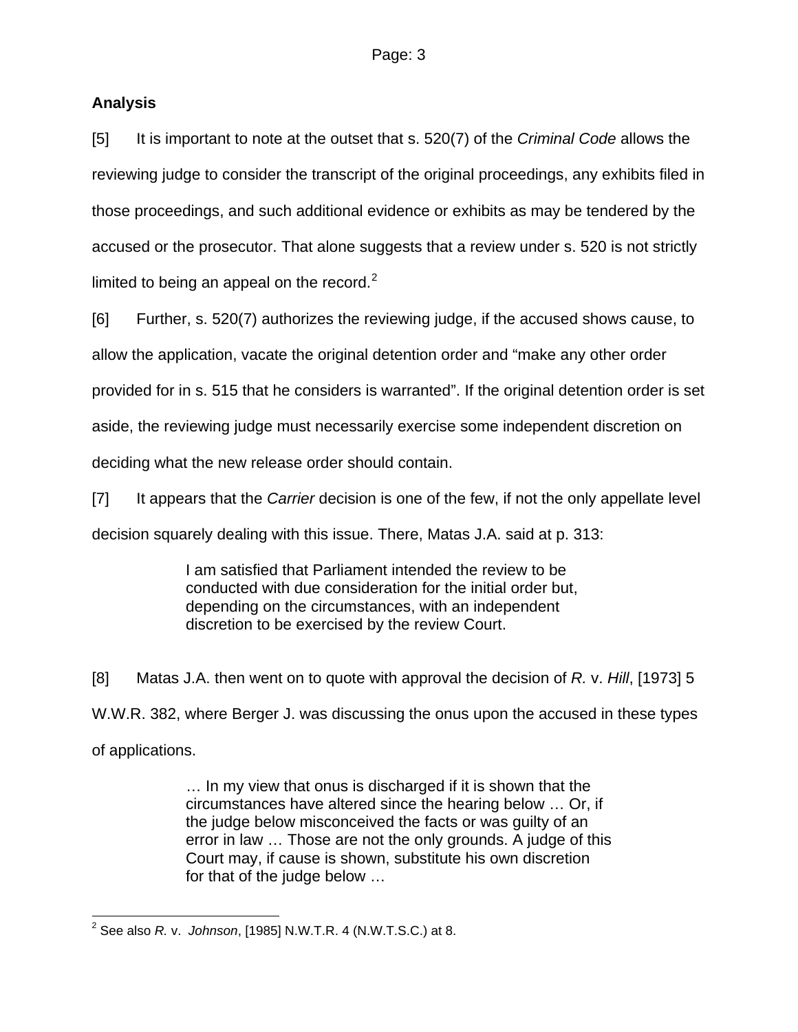## Analysis

[5] It is important to note at the outset that s. 520(7) of the *Criminal Code* allows the reviewing judge to consider the transcript of the original proceedings, any exhibits filed in those proceedings, and such additional evidence or exhibits as may be tendered by the accused or the prosecutor. That alone suggests that a review under s. 520 is not strictly limited to being an appeal on the record.[2]

[6] Further, s. 520(7) authorizes the reviewing judge, if the accused shows cause, to allow the application, vacate the original detention order and "make any other order provided for in s. 515 that he considers is warranted". If the original detention order is set aside, the reviewing judge must necessarily exercise some independent discretion on deciding what the new release order should contain.

[7] It appears that the *Carrier* decision is one of the few, if not the only appellate level decision squarely dealing with this issue. There, Matas J.A. said at p. 313:

> I am satisfied that Parliament intended the review to be conducted with due consideration for the initial order but, depending on the circumstances, with an independent discretion to be exercised by the review Court.

[8] Matas J.A. then went on to quote with approval the decision of *R.* v. *Hill*, [1973] 5 W.W.R. 382, where Berger J. was discussing the onus upon the accused in these types of applications.

> … In my view that onus is discharged if it is shown that the circumstances have altered since the hearing below … Or, if the judge below misconceived the facts or was guilty of an error in law … Those are not the only grounds. A judge of this Court may, if cause is shown, substitute his own discretion for that of the judge below …

---

[2] See also *R.* v. *Johnson*, [1985] N.W.T.R. 4 (N.W.T.S.C.) at 8.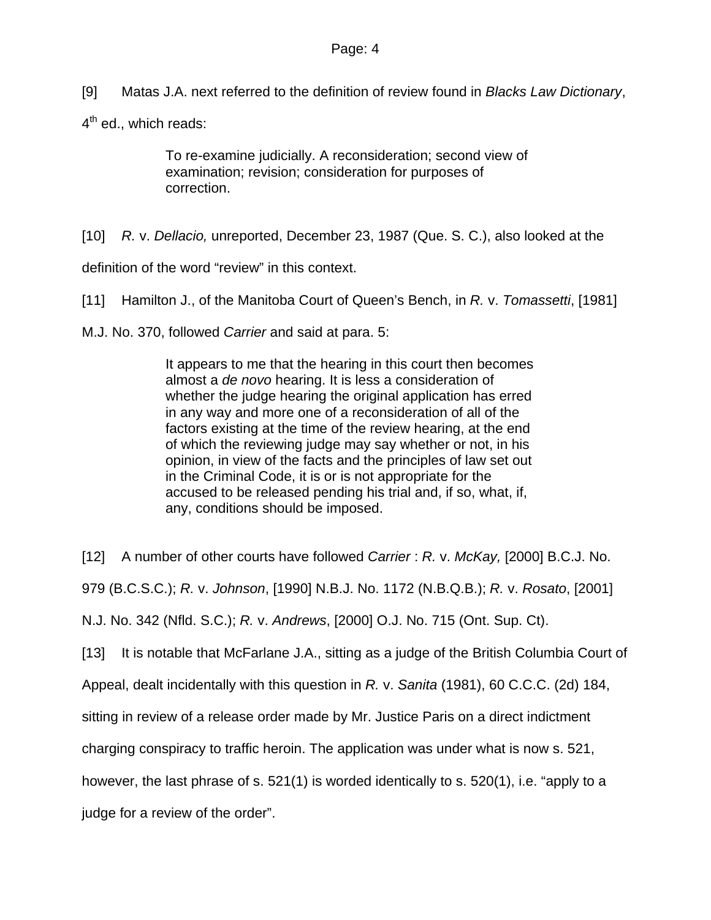[9] Matas J.A. next referred to the definition of review found in *Blacks Law Dictionary*, 4th ed., which reads:

> To re-examine judicially. A reconsideration; second view of examination; revision; consideration for purposes of correction.

[10] *R.* v. *Dellacio,* unreported, December 23, 1987 (Que. S. C.), also looked at the definition of the word "review" in this context.

[11] Hamilton J., of the Manitoba Court of Queen's Bench, in *R.* v. *Tomassetti*, [1981] M.J. No. 370, followed *Carrier* and said at para. 5:

> It appears to me that the hearing in this court then becomes almost a *de novo* hearing. It is less a consideration of whether the judge hearing the original application has erred in any way and more one of a reconsideration of all of the factors existing at the time of the review hearing, at the end of which the reviewing judge may say whether or not, in his opinion, in view of the facts and the principles of law set out in the Criminal Code, it is or is not appropriate for the accused to be released pending his trial and, if so, what, if, any, conditions should be imposed.

[12] A number of other courts have followed *Carrier* : *R.* v. *McKay,* [2000] B.C.J. No. 979 (B.C.S.C.); *R.* v. *Johnson*, [1990] N.B.J. No. 1172 (N.B.Q.B.); *R.* v. *Rosato*, [2001] N.J. No. 342 (Nfld. S.C.); *R.* v. *Andrews*, [2000] O.J. No. 715 (Ont. Sup. Ct).

[13] It is notable that McFarlane J.A., sitting as a judge of the British Columbia Court of Appeal, dealt incidentally with this question in *R.* v. *Sanita* (1981), 60 C.C.C. (2d) 184, sitting in review of a release order made by Mr. Justice Paris on a direct indictment charging conspiracy to traffic heroin. The application was under what is now s. 521, however, the last phrase of s. 521(1) is worded identically to s. 520(1), i.e. "apply to a judge for a review of the order".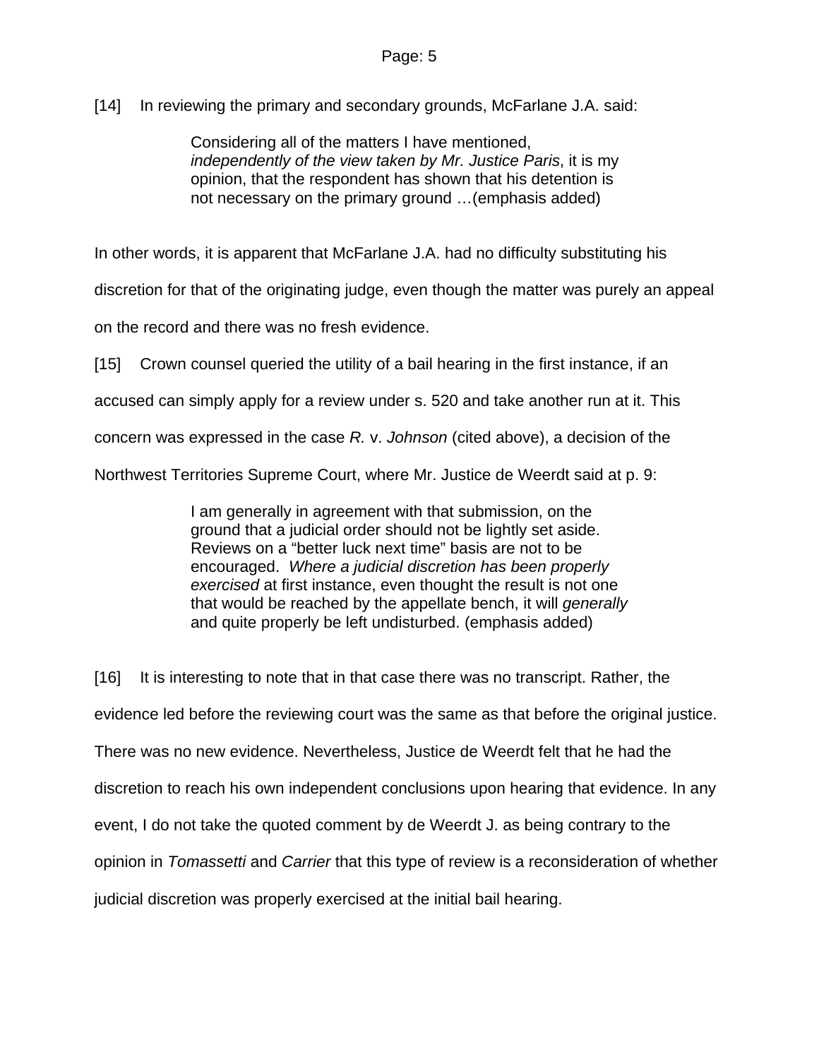[14] In reviewing the primary and secondary grounds, McFarlane J.A. said:

> Considering all of the matters I have mentioned, *independently of the view taken by Mr. Justice Paris*, it is my opinion, that the respondent has shown that his detention is not necessary on the primary ground …(emphasis added)

In other words, it is apparent that McFarlane J.A. had no difficulty substituting his discretion for that of the originating judge, even though the matter was purely an appeal on the record and there was no fresh evidence.

[15] Crown counsel queried the utility of a bail hearing in the first instance, if an accused can simply apply for a review under s. 520 and take another run at it. This concern was expressed in the case *R.* v. *Johnson* (cited above), a decision of the Northwest Territories Supreme Court, where Mr. Justice de Weerdt said at p. 9:

> I am generally in agreement with that submission, on the ground that a judicial order should not be lightly set aside. Reviews on a "better luck next time" basis are not to be encouraged. *Where a judicial discretion has been properly exercised* at first instance, even thought the result is not one that would be reached by the appellate bench, it will *generally* and quite properly be left undisturbed. (emphasis added)

[16] It is interesting to note that in that case there was no transcript. Rather, the evidence led before the reviewing court was the same as that before the original justice. There was no new evidence. Nevertheless, Justice de Weerdt felt that he had the discretion to reach his own independent conclusions upon hearing that evidence. In any event, I do not take the quoted comment by de Weerdt J. as being contrary to the opinion in *Tomassetti* and *Carrier* that this type of review is a reconsideration of whether judicial discretion was properly exercised at the initial bail hearing.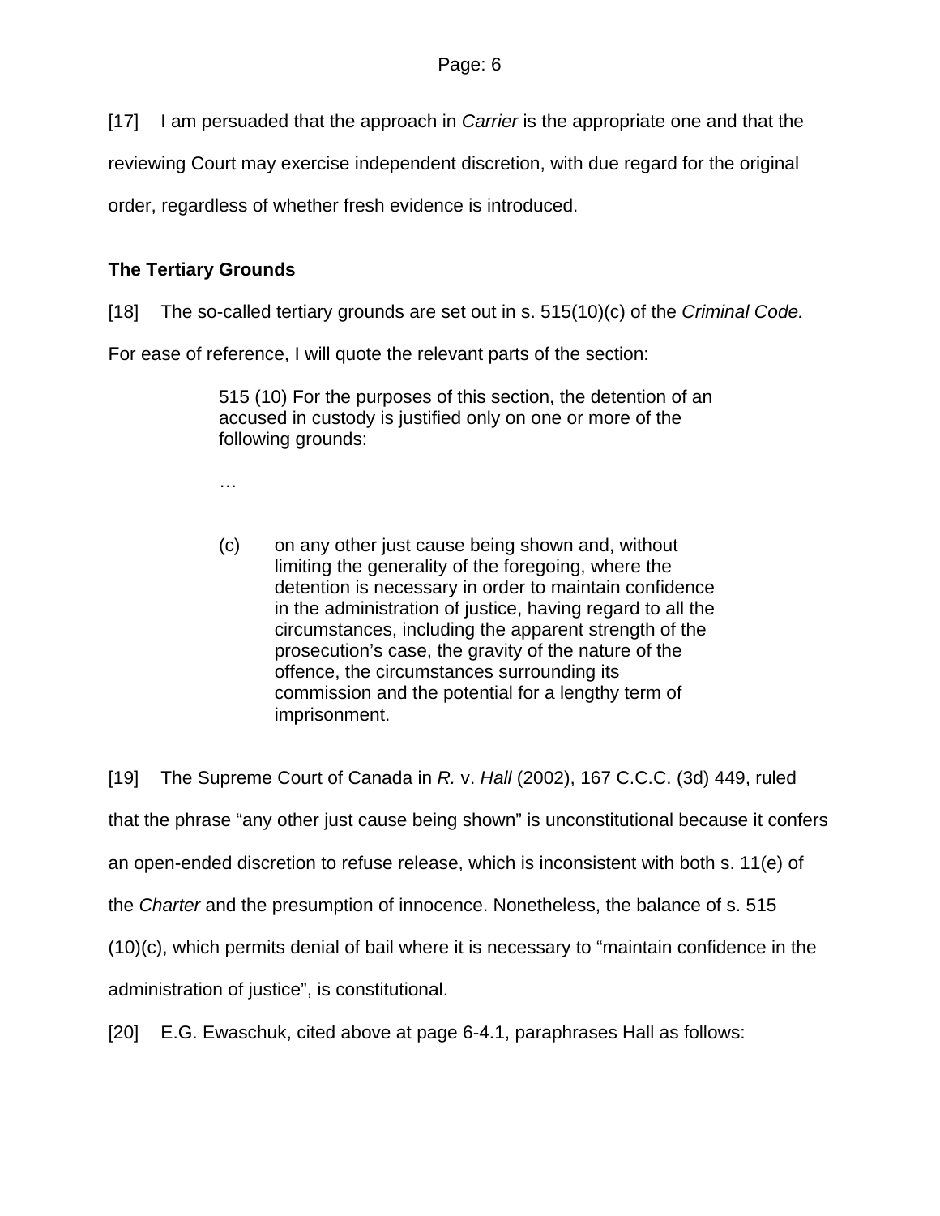[17] I am persuaded that the approach in *Carrier* is the appropriate one and that the reviewing Court may exercise independent discretion, with due regard for the original order, regardless of whether fresh evidence is introduced.

**The Tertiary Grounds**

[18] The so-called tertiary grounds are set out in s. 515(10)(c) of the *Criminal Code.* For ease of reference, I will quote the relevant parts of the section:

> 515 (10) For the purposes of this section, the detention of an accused in custody is justified only on one or more of the following grounds:
>
> …
>
> (c) on any other just cause being shown and, without limiting the generality of the foregoing, where the detention is necessary in order to maintain confidence in the administration of justice, having regard to all the circumstances, including the apparent strength of the prosecution's case, the gravity of the nature of the offence, the circumstances surrounding its commission and the potential for a lengthy term of imprisonment.

[19] The Supreme Court of Canada in *R.* v. *Hall* (2002), 167 C.C.C. (3d) 449, ruled that the phrase "any other just cause being shown" is unconstitutional because it confers an open-ended discretion to refuse release, which is inconsistent with both s. 11(e) of the *Charter* and the presumption of innocence. Nonetheless, the balance of s. 515 (10)(c), which permits denial of bail where it is necessary to "maintain confidence in the administration of justice", is constitutional.

[20] E.G. Ewaschuk, cited above at page 6-4.1, paraphrases Hall as follows: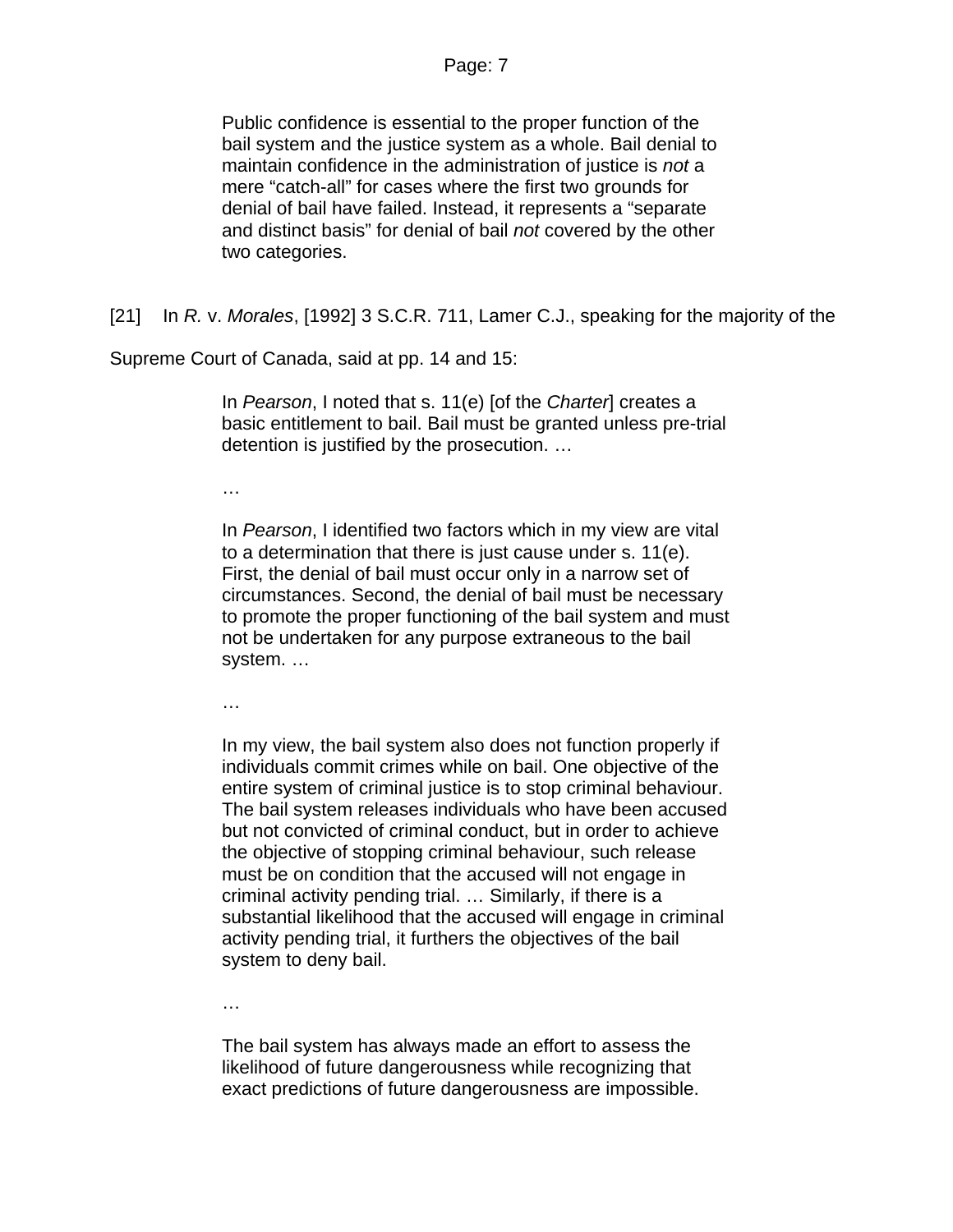> Public confidence is essential to the proper function of the bail system and the justice system as a whole. Bail denial to maintain confidence in the administration of justice is *not* a mere "catch-all" for cases where the first two grounds for denial of bail have failed. Instead, it represents a "separate and distinct basis" for denial of bail *not* covered by the other two categories.

[21] In *R.* v. *Morales*, [1992] 3 S.C.R. 711, Lamer C.J., speaking for the majority of the Supreme Court of Canada, said at pp. 14 and 15:

> In *Pearson*, I noted that s. 11(e) [of the *Charter*] creates a basic entitlement to bail. Bail must be granted unless pre-trial detention is justified by the prosecution. …
>
> …
>
> In *Pearson*, I identified two factors which in my view are vital to a determination that there is just cause under s. 11(e). First, the denial of bail must occur only in a narrow set of circumstances. Second, the denial of bail must be necessary to promote the proper functioning of the bail system and must not be undertaken for any purpose extraneous to the bail system. …
>
> …
>
> In my view, the bail system also does not function properly if individuals commit crimes while on bail. One objective of the entire system of criminal justice is to stop criminal behaviour. The bail system releases individuals who have been accused but not convicted of criminal conduct, but in order to achieve the objective of stopping criminal behaviour, such release must be on condition that the accused will not engage in criminal activity pending trial. … Similarly, if there is a substantial likelihood that the accused will engage in criminal activity pending trial, it furthers the objectives of the bail system to deny bail.
>
> …
>
> The bail system has always made an effort to assess the likelihood of future dangerousness while recognizing that exact predictions of future dangerousness are impossible.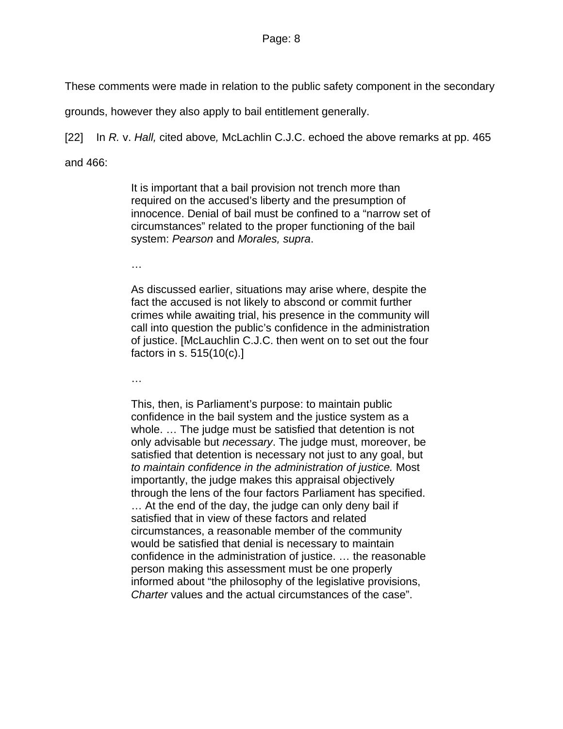These comments were made in relation to the public safety component in the secondary grounds, however they also apply to bail entitlement generally.

[22] In *R.* v. *Hall,* cited above*,* McLachlin C.J.C. echoed the above remarks at pp. 465 and 466:

> It is important that a bail provision not trench more than required on the accused's liberty and the presumption of innocence. Denial of bail must be confined to a "narrow set of circumstances" related to the proper functioning of the bail system: *Pearson* and *Morales, supra*.
>
> …
>
> As discussed earlier, situations may arise where, despite the fact the accused is not likely to abscond or commit further crimes while awaiting trial, his presence in the community will call into question the public's confidence in the administration of justice. [McLauchlin C.J.C. then went on to set out the four factors in s. 515(10(c).]
>
> …
>
> This, then, is Parliament's purpose: to maintain public confidence in the bail system and the justice system as a whole. … The judge must be satisfied that detention is not only advisable but *necessary*. The judge must, moreover, be satisfied that detention is necessary not just to any goal, but *to maintain confidence in the administration of justice.* Most importantly, the judge makes this appraisal objectively through the lens of the four factors Parliament has specified. … At the end of the day, the judge can only deny bail if satisfied that in view of these factors and related circumstances, a reasonable member of the community would be satisfied that denial is necessary to maintain confidence in the administration of justice. … the reasonable person making this assessment must be one properly informed about "the philosophy of the legislative provisions, *Charter* values and the actual circumstances of the case".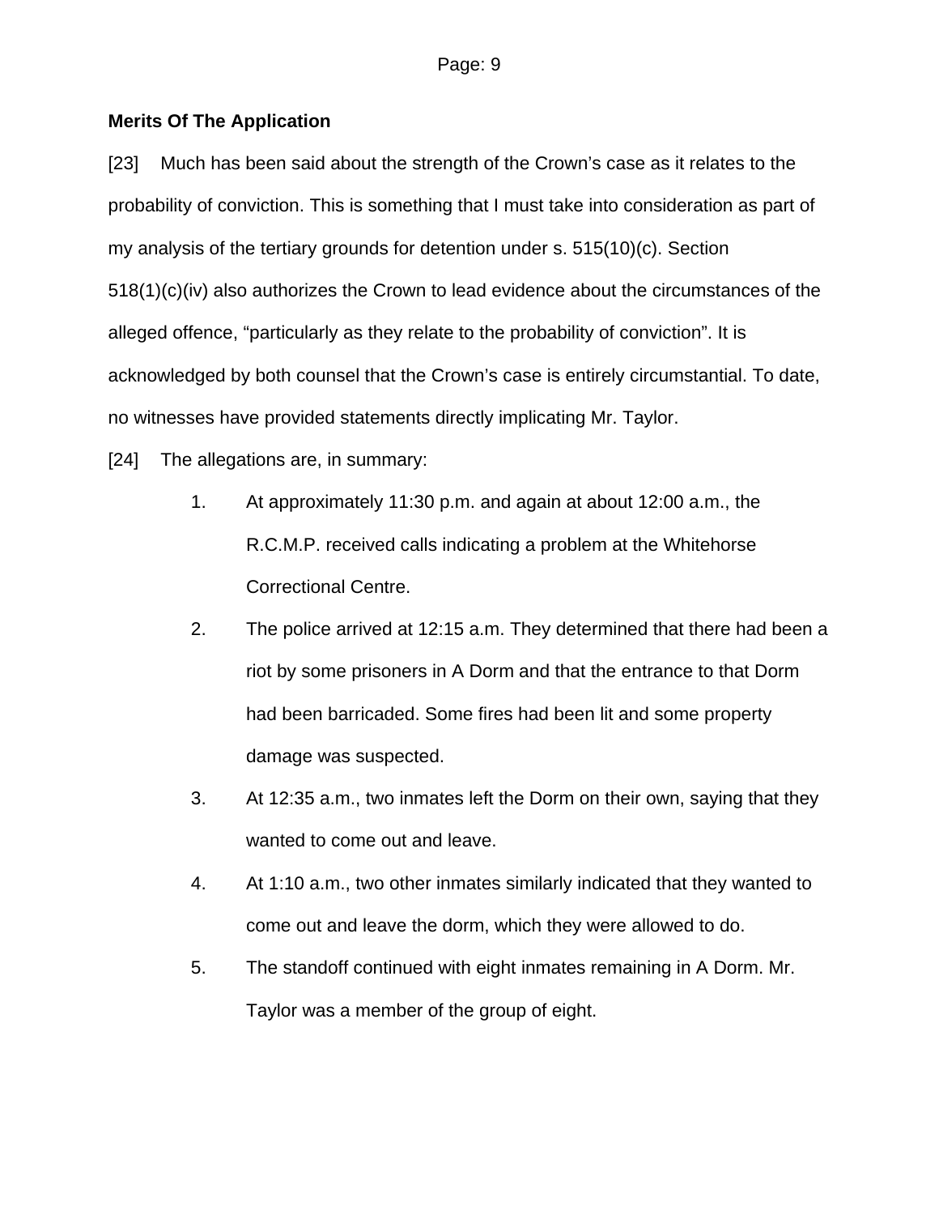**Merits Of The Application**

[23] Much has been said about the strength of the Crown's case as it relates to the probability of conviction. This is something that I must take into consideration as part of my analysis of the tertiary grounds for detention under s. 515(10)(c). Section 518(1)(c)(iv) also authorizes the Crown to lead evidence about the circumstances of the alleged offence, "particularly as they relate to the probability of conviction". It is acknowledged by both counsel that the Crown's case is entirely circumstantial. To date, no witnesses have provided statements directly implicating Mr. Taylor.

[24] The allegations are, in summary:

1. At approximately 11:30 p.m. and again at about 12:00 a.m., the R.C.M.P. received calls indicating a problem at the Whitehorse Correctional Centre.
2. The police arrived at 12:15 a.m. They determined that there had been a riot by some prisoners in A Dorm and that the entrance to that Dorm had been barricaded. Some fires had been lit and some property damage was suspected.
3. At 12:35 a.m., two inmates left the Dorm on their own, saying that they wanted to come out and leave.
4. At 1:10 a.m., two other inmates similarly indicated that they wanted to come out and leave the dorm, which they were allowed to do.
5. The standoff continued with eight inmates remaining in A Dorm. Mr. Taylor was a member of the group of eight.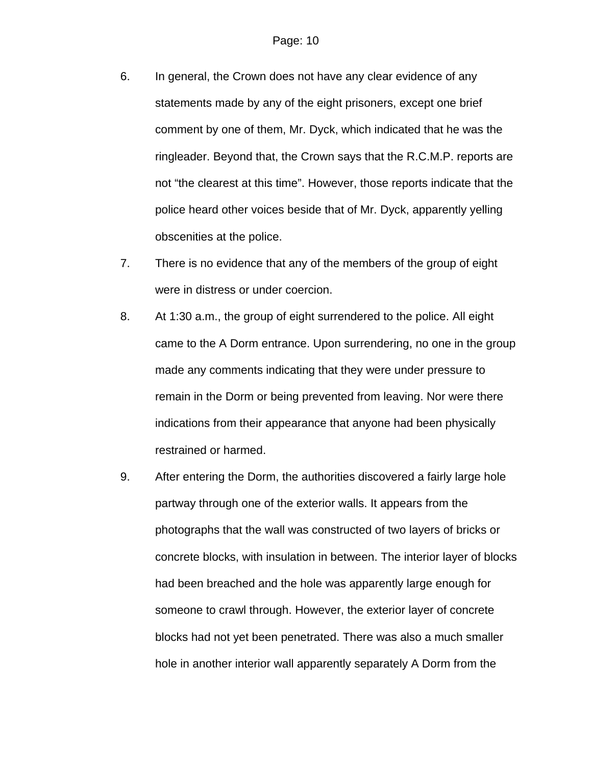6. In general, the Crown does not have any clear evidence of any statements made by any of the eight prisoners, except one brief comment by one of them, Mr. Dyck, which indicated that he was the ringleader. Beyond that, the Crown says that the R.C.M.P. reports are not "the clearest at this time". However, those reports indicate that the police heard other voices beside that of Mr. Dyck, apparently yelling obscenities at the police.

7. There is no evidence that any of the members of the group of eight were in distress or under coercion.

8. At 1:30 a.m., the group of eight surrendered to the police. All eight came to the A Dorm entrance. Upon surrendering, no one in the group made any comments indicating that they were under pressure to remain in the Dorm or being prevented from leaving. Nor were there indications from their appearance that anyone had been physically restrained or harmed.

9. After entering the Dorm, the authorities discovered a fairly large hole partway through one of the exterior walls. It appears from the photographs that the wall was constructed of two layers of bricks or concrete blocks, with insulation in between. The interior layer of blocks had been breached and the hole was apparently large enough for someone to crawl through. However, the exterior layer of concrete blocks had not yet been penetrated. There was also a much smaller hole in another interior wall apparently separately A Dorm from the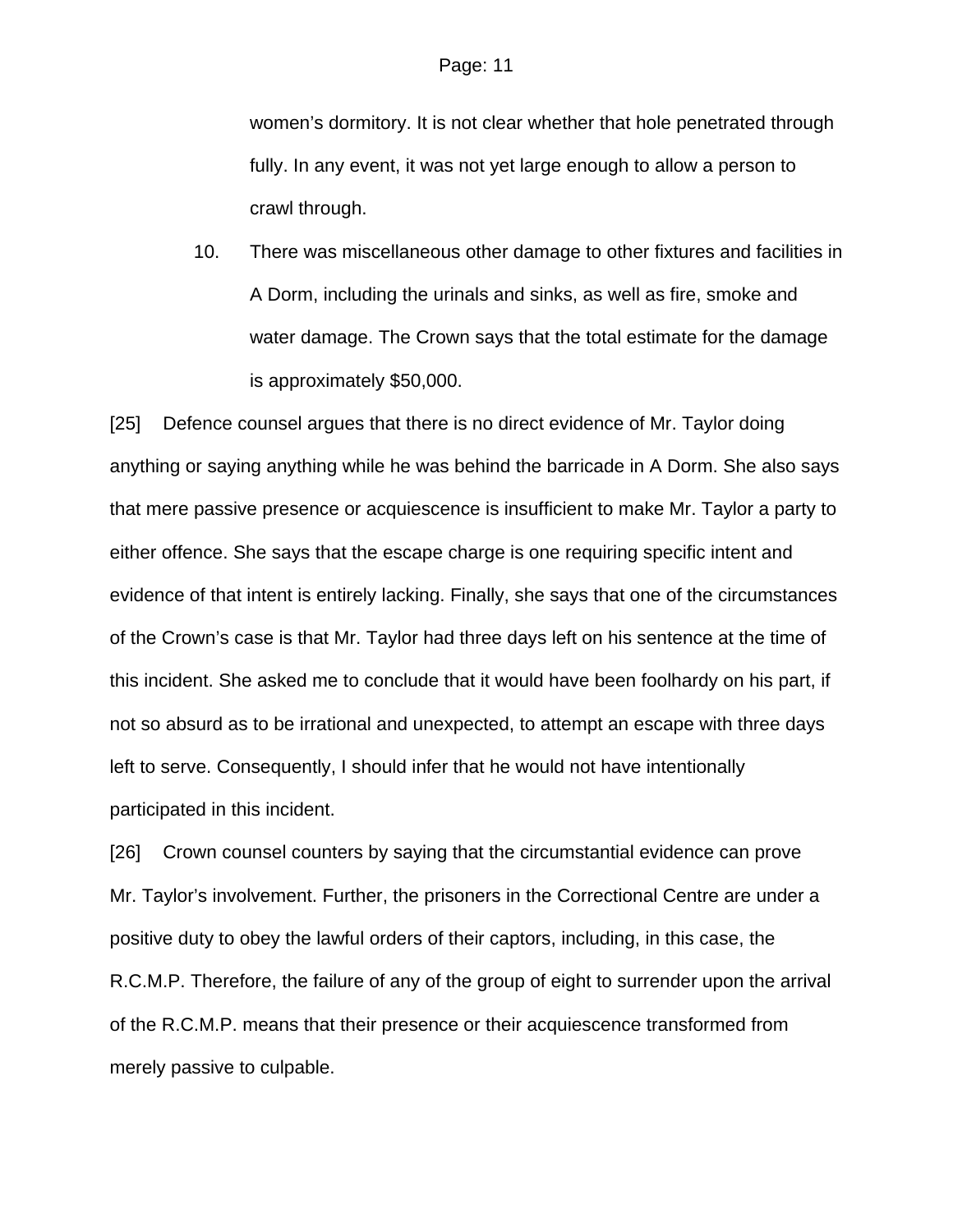women's dormitory. It is not clear whether that hole penetrated through fully. In any event, it was not yet large enough to allow a person to crawl through.

10. There was miscellaneous other damage to other fixtures and facilities in A Dorm, including the urinals and sinks, as well as fire, smoke and water damage. The Crown says that the total estimate for the damage is approximately $50,000.

[25] Defence counsel argues that there is no direct evidence of Mr. Taylor doing anything or saying anything while he was behind the barricade in A Dorm. She also says that mere passive presence or acquiescence is insufficient to make Mr. Taylor a party to either offence. She says that the escape charge is one requiring specific intent and evidence of that intent is entirely lacking. Finally, she says that one of the circumstances of the Crown's case is that Mr. Taylor had three days left on his sentence at the time of this incident. She asked me to conclude that it would have been foolhardy on his part, if not so absurd as to be irrational and unexpected, to attempt an escape with three days left to serve. Consequently, I should infer that he would not have intentionally participated in this incident.

[26] Crown counsel counters by saying that the circumstantial evidence can prove Mr. Taylor's involvement. Further, the prisoners in the Correctional Centre are under a positive duty to obey the lawful orders of their captors, including, in this case, the R.C.M.P. Therefore, the failure of any of the group of eight to surrender upon the arrival of the R.C.M.P. means that their presence or their acquiescence transformed from merely passive to culpable.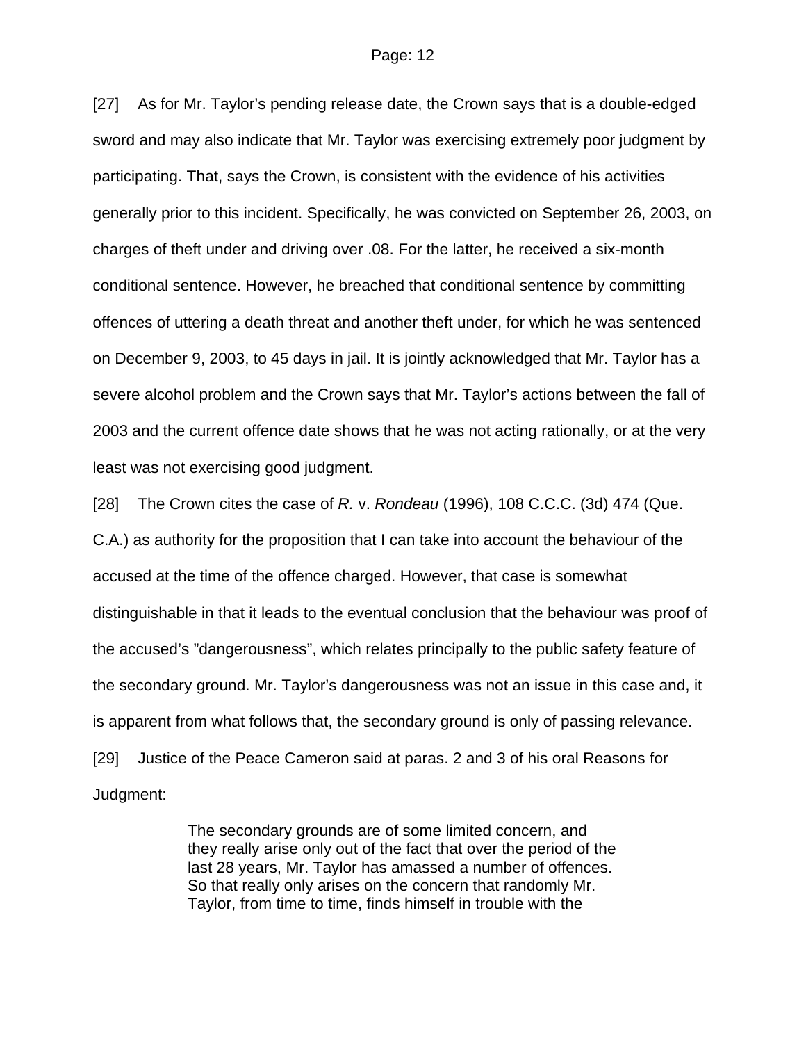[27] As for Mr. Taylor's pending release date, the Crown says that is a double-edged sword and may also indicate that Mr. Taylor was exercising extremely poor judgment by participating. That, says the Crown, is consistent with the evidence of his activities generally prior to this incident. Specifically, he was convicted on September 26, 2003, on charges of theft under and driving over .08. For the latter, he received a six-month conditional sentence. However, he breached that conditional sentence by committing offences of uttering a death threat and another theft under, for which he was sentenced on December 9, 2003, to 45 days in jail. It is jointly acknowledged that Mr. Taylor has a severe alcohol problem and the Crown says that Mr. Taylor's actions between the fall of 2003 and the current offence date shows that he was not acting rationally, or at the very least was not exercising good judgment.

[28] The Crown cites the case of *R.* v. *Rondeau* (1996), 108 C.C.C. (3d) 474 (Que. C.A.) as authority for the proposition that I can take into account the behaviour of the accused at the time of the offence charged. However, that case is somewhat distinguishable in that it leads to the eventual conclusion that the behaviour was proof of the accused's "dangerousness", which relates principally to the public safety feature of the secondary ground. Mr. Taylor's dangerousness was not an issue in this case and, it is apparent from what follows that, the secondary ground is only of passing relevance.

[29] Justice of the Peace Cameron said at paras. 2 and 3 of his oral Reasons for Judgment:

> The secondary grounds are of some limited concern, and they really arise only out of the fact that over the period of the last 28 years, Mr. Taylor has amassed a number of offences. So that really only arises on the concern that randomly Mr. Taylor, from time to time, finds himself in trouble with the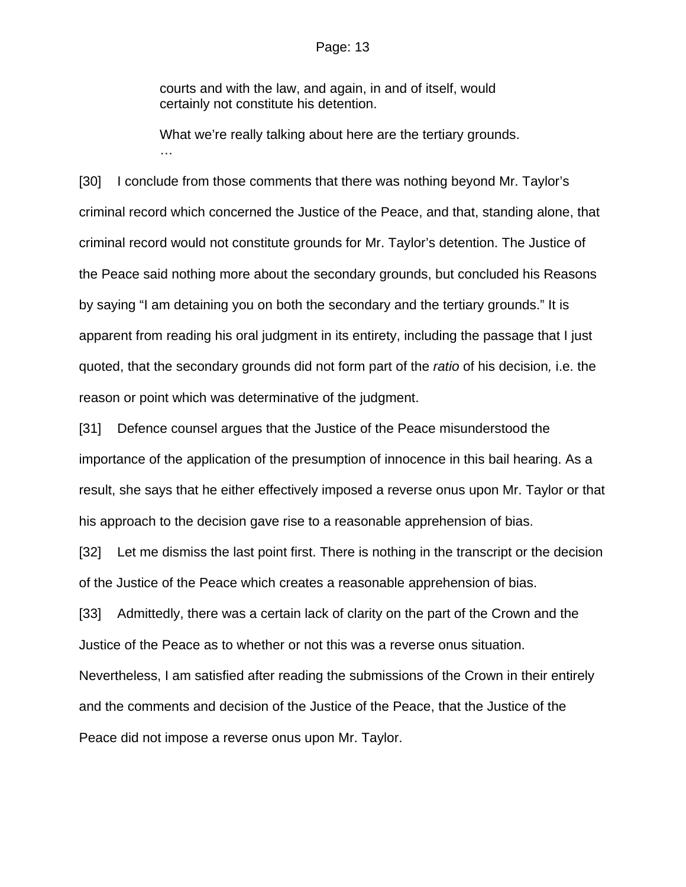> courts and with the law, and again, in and of itself, would certainly not constitute his detention.
>
> What we're really talking about here are the tertiary grounds.
> …

[30] I conclude from those comments that there was nothing beyond Mr. Taylor's criminal record which concerned the Justice of the Peace, and that, standing alone, that criminal record would not constitute grounds for Mr. Taylor's detention. The Justice of the Peace said nothing more about the secondary grounds, but concluded his Reasons by saying "I am detaining you on both the secondary and the tertiary grounds." It is apparent from reading his oral judgment in its entirety, including the passage that I just quoted, that the secondary grounds did not form part of the *ratio* of his decision*,* i.e. the reason or point which was determinative of the judgment.

[31] Defence counsel argues that the Justice of the Peace misunderstood the importance of the application of the presumption of innocence in this bail hearing. As a result, she says that he either effectively imposed a reverse onus upon Mr. Taylor or that his approach to the decision gave rise to a reasonable apprehension of bias.

[32] Let me dismiss the last point first. There is nothing in the transcript or the decision of the Justice of the Peace which creates a reasonable apprehension of bias.

[33] Admittedly, there was a certain lack of clarity on the part of the Crown and the Justice of the Peace as to whether or not this was a reverse onus situation. Nevertheless, I am satisfied after reading the submissions of the Crown in their entirely and the comments and decision of the Justice of the Peace, that the Justice of the Peace did not impose a reverse onus upon Mr. Taylor.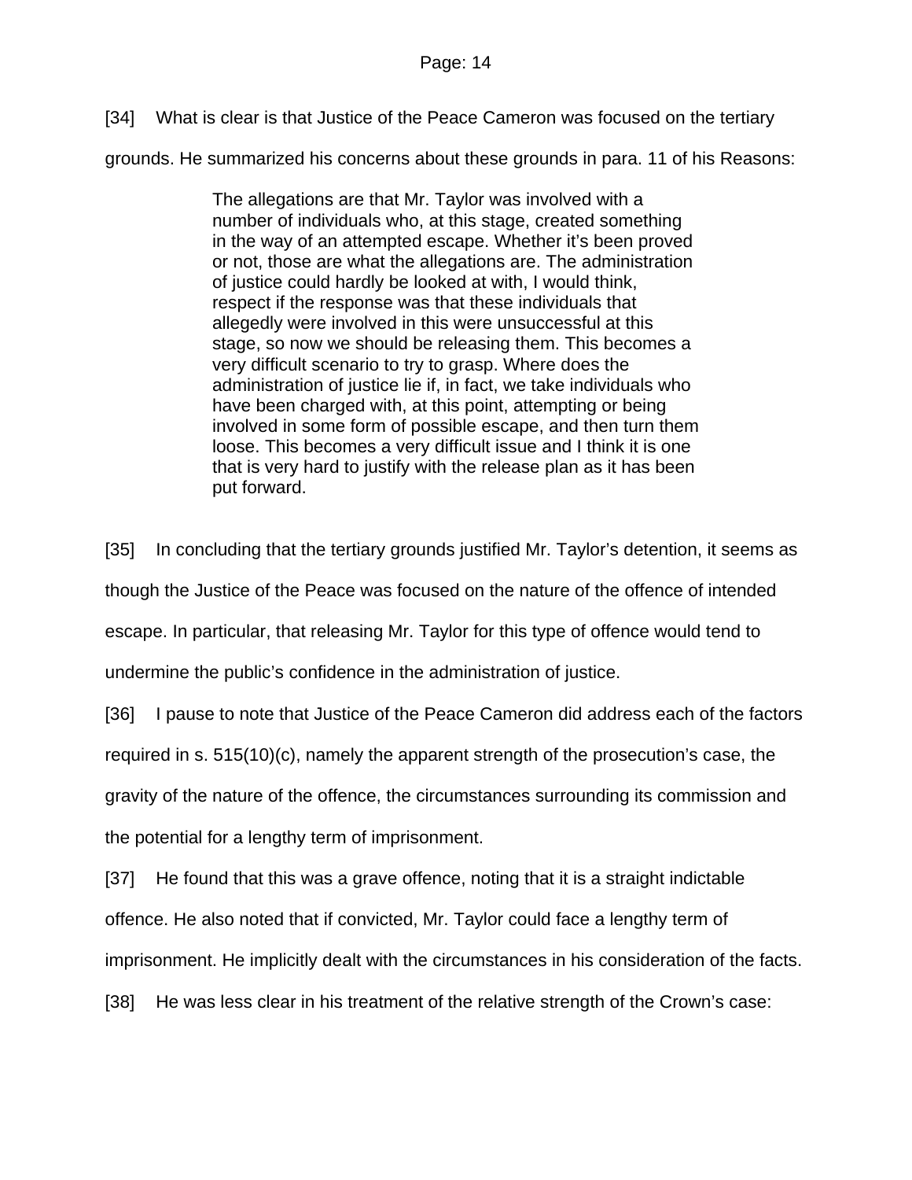[34] What is clear is that Justice of the Peace Cameron was focused on the tertiary grounds. He summarized his concerns about these grounds in para. 11 of his Reasons:

> The allegations are that Mr. Taylor was involved with a number of individuals who, at this stage, created something in the way of an attempted escape. Whether it's been proved or not, those are what the allegations are. The administration of justice could hardly be looked at with, I would think, respect if the response was that these individuals that allegedly were involved in this were unsuccessful at this stage, so now we should be releasing them. This becomes a very difficult scenario to try to grasp. Where does the administration of justice lie if, in fact, we take individuals who have been charged with, at this point, attempting or being involved in some form of possible escape, and then turn them loose. This becomes a very difficult issue and I think it is one that is very hard to justify with the release plan as it has been put forward.

[35] In concluding that the tertiary grounds justified Mr. Taylor's detention, it seems as though the Justice of the Peace was focused on the nature of the offence of intended escape. In particular, that releasing Mr. Taylor for this type of offence would tend to undermine the public's confidence in the administration of justice.

[36] I pause to note that Justice of the Peace Cameron did address each of the factors required in s. 515(10)(c), namely the apparent strength of the prosecution's case, the gravity of the nature of the offence, the circumstances surrounding its commission and the potential for a lengthy term of imprisonment.

[37] He found that this was a grave offence, noting that it is a straight indictable offence. He also noted that if convicted, Mr. Taylor could face a lengthy term of imprisonment. He implicitly dealt with the circumstances in his consideration of the facts.

[38] He was less clear in his treatment of the relative strength of the Crown's case: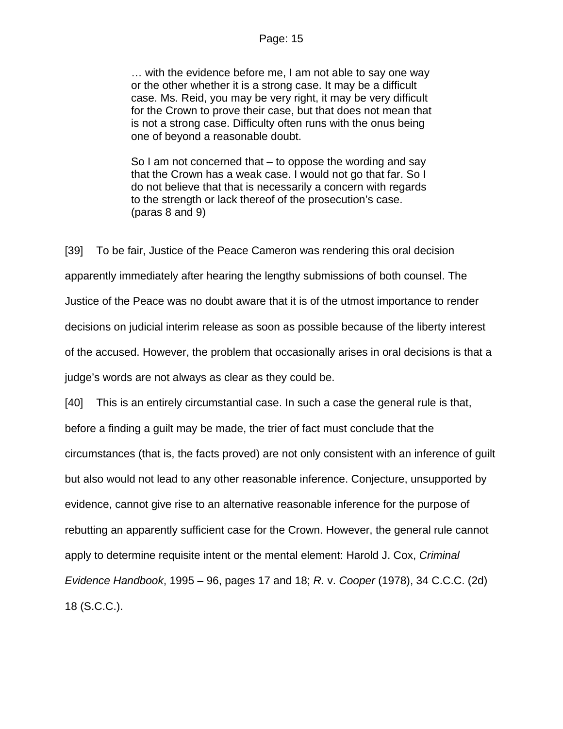> … with the evidence before me, I am not able to say one way or the other whether it is a strong case. It may be a difficult case. Ms. Reid, you may be very right, it may be very difficult for the Crown to prove their case, but that does not mean that is not a strong case. Difficulty often runs with the onus being one of beyond a reasonable doubt.
>
> So I am not concerned that – to oppose the wording and say that the Crown has a weak case. I would not go that far. So I do not believe that that is necessarily a concern with regards to the strength or lack thereof of the prosecution's case. (paras 8 and 9)

[39] To be fair, Justice of the Peace Cameron was rendering this oral decision apparently immediately after hearing the lengthy submissions of both counsel. The Justice of the Peace was no doubt aware that it is of the utmost importance to render decisions on judicial interim release as soon as possible because of the liberty interest of the accused. However, the problem that occasionally arises in oral decisions is that a judge's words are not always as clear as they could be.

[40] This is an entirely circumstantial case. In such a case the general rule is that, before a finding a guilt may be made, the trier of fact must conclude that the circumstances (that is, the facts proved) are not only consistent with an inference of guilt but also would not lead to any other reasonable inference. Conjecture, unsupported by evidence, cannot give rise to an alternative reasonable inference for the purpose of rebutting an apparently sufficient case for the Crown. However, the general rule cannot apply to determine requisite intent or the mental element: Harold J. Cox, *Criminal Evidence Handbook*, 1995 – 96, pages 17 and 18; *R.* v. *Cooper* (1978), 34 C.C.C. (2d) 18 (S.C.C.).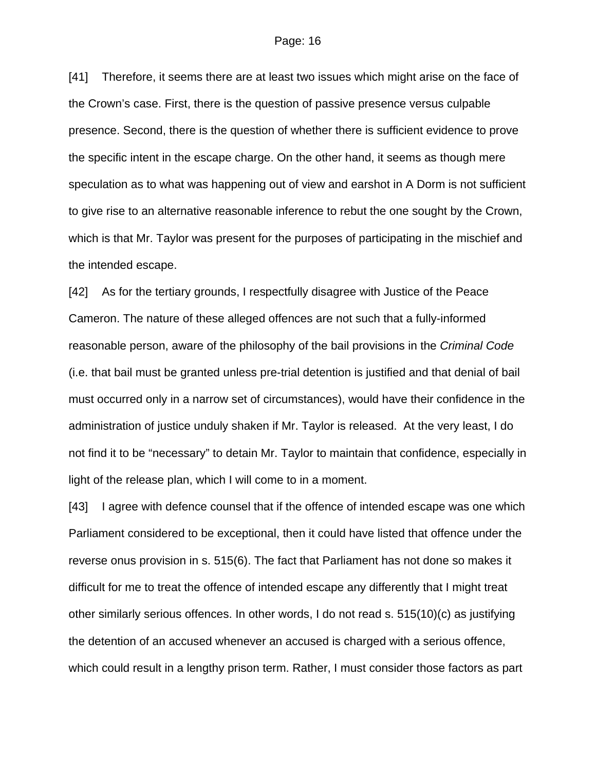[41] Therefore, it seems there are at least two issues which might arise on the face of the Crown's case. First, there is the question of passive presence versus culpable presence. Second, there is the question of whether there is sufficient evidence to prove the specific intent in the escape charge. On the other hand, it seems as though mere speculation as to what was happening out of view and earshot in A Dorm is not sufficient to give rise to an alternative reasonable inference to rebut the one sought by the Crown, which is that Mr. Taylor was present for the purposes of participating in the mischief and the intended escape.

[42] As for the tertiary grounds, I respectfully disagree with Justice of the Peace Cameron. The nature of these alleged offences are not such that a fully-informed reasonable person, aware of the philosophy of the bail provisions in the *Criminal Code* (i.e. that bail must be granted unless pre-trial detention is justified and that denial of bail must occurred only in a narrow set of circumstances), would have their confidence in the administration of justice unduly shaken if Mr. Taylor is released. At the very least, I do not find it to be "necessary" to detain Mr. Taylor to maintain that confidence, especially in light of the release plan, which I will come to in a moment.

[43] I agree with defence counsel that if the offence of intended escape was one which Parliament considered to be exceptional, then it could have listed that offence under the reverse onus provision in s. 515(6). The fact that Parliament has not done so makes it difficult for me to treat the offence of intended escape any differently that I might treat other similarly serious offences. In other words, I do not read s. 515(10)(c) as justifying the detention of an accused whenever an accused is charged with a serious offence, which could result in a lengthy prison term. Rather, I must consider those factors as part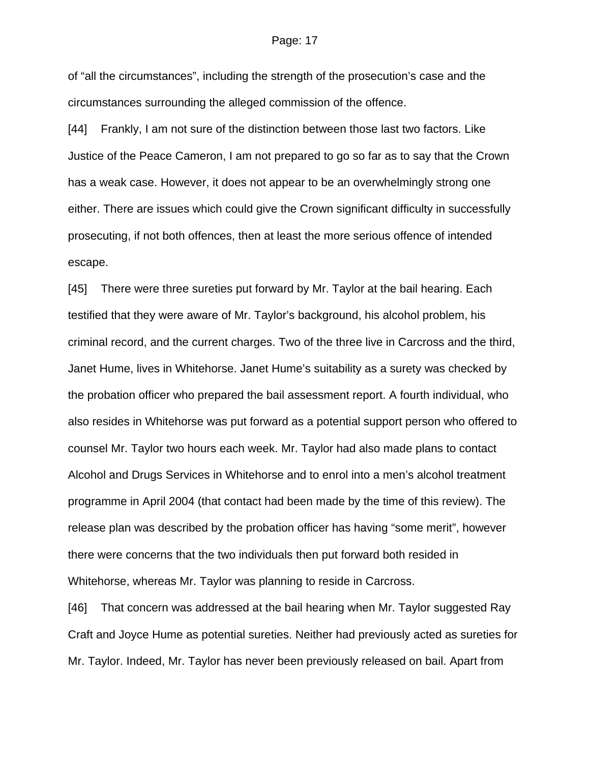of “all the circumstances”, including the strength of the prosecution’s case and the circumstances surrounding the alleged commission of the offence.

[44] Frankly, I am not sure of the distinction between those last two factors. Like Justice of the Peace Cameron, I am not prepared to go so far as to say that the Crown has a weak case. However, it does not appear to be an overwhelmingly strong one either. There are issues which could give the Crown significant difficulty in successfully prosecuting, if not both offences, then at least the more serious offence of intended escape.

[45] There were three sureties put forward by Mr. Taylor at the bail hearing. Each testified that they were aware of Mr. Taylor’s background, his alcohol problem, his criminal record, and the current charges. Two of the three live in Carcross and the third, Janet Hume, lives in Whitehorse. Janet Hume’s suitability as a surety was checked by the probation officer who prepared the bail assessment report. A fourth individual, who also resides in Whitehorse was put forward as a potential support person who offered to counsel Mr. Taylor two hours each week. Mr. Taylor had also made plans to contact Alcohol and Drugs Services in Whitehorse and to enrol into a men’s alcohol treatment programme in April 2004 (that contact had been made by the time of this review). The release plan was described by the probation officer has having “some merit”, however there were concerns that the two individuals then put forward both resided in Whitehorse, whereas Mr. Taylor was planning to reside in Carcross.

[46] That concern was addressed at the bail hearing when Mr. Taylor suggested Ray Craft and Joyce Hume as potential sureties. Neither had previously acted as sureties for Mr. Taylor. Indeed, Mr. Taylor has never been previously released on bail. Apart from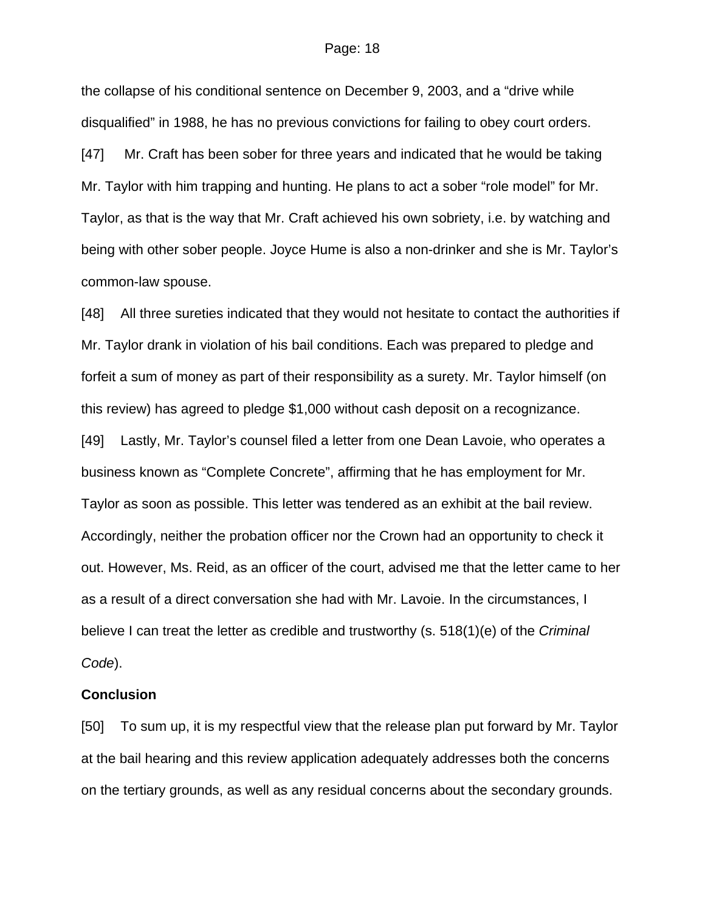the collapse of his conditional sentence on December 9, 2003, and a "drive while disqualified" in 1988, he has no previous convictions for failing to obey court orders.

[47] Mr. Craft has been sober for three years and indicated that he would be taking Mr. Taylor with him trapping and hunting. He plans to act a sober "role model" for Mr. Taylor, as that is the way that Mr. Craft achieved his own sobriety, i.e. by watching and being with other sober people. Joyce Hume is also a non-drinker and she is Mr. Taylor's common-law spouse.

[48] All three sureties indicated that they would not hesitate to contact the authorities if Mr. Taylor drank in violation of his bail conditions. Each was prepared to pledge and forfeit a sum of money as part of their responsibility as a surety. Mr. Taylor himself (on this review) has agreed to pledge $1,000 without cash deposit on a recognizance.

[49] Lastly, Mr. Taylor's counsel filed a letter from one Dean Lavoie, who operates a business known as "Complete Concrete", affirming that he has employment for Mr. Taylor as soon as possible. This letter was tendered as an exhibit at the bail review. Accordingly, neither the probation officer nor the Crown had an opportunity to check it out. However, Ms. Reid, as an officer of the court, advised me that the letter came to her as a result of a direct conversation she had with Mr. Lavoie. In the circumstances, I believe I can treat the letter as credible and trustworthy (s. 518(1)(e) of the *Criminal Code*).

**Conclusion**

[50] To sum up, it is my respectful view that the release plan put forward by Mr. Taylor at the bail hearing and this review application adequately addresses both the concerns on the tertiary grounds, as well as any residual concerns about the secondary grounds.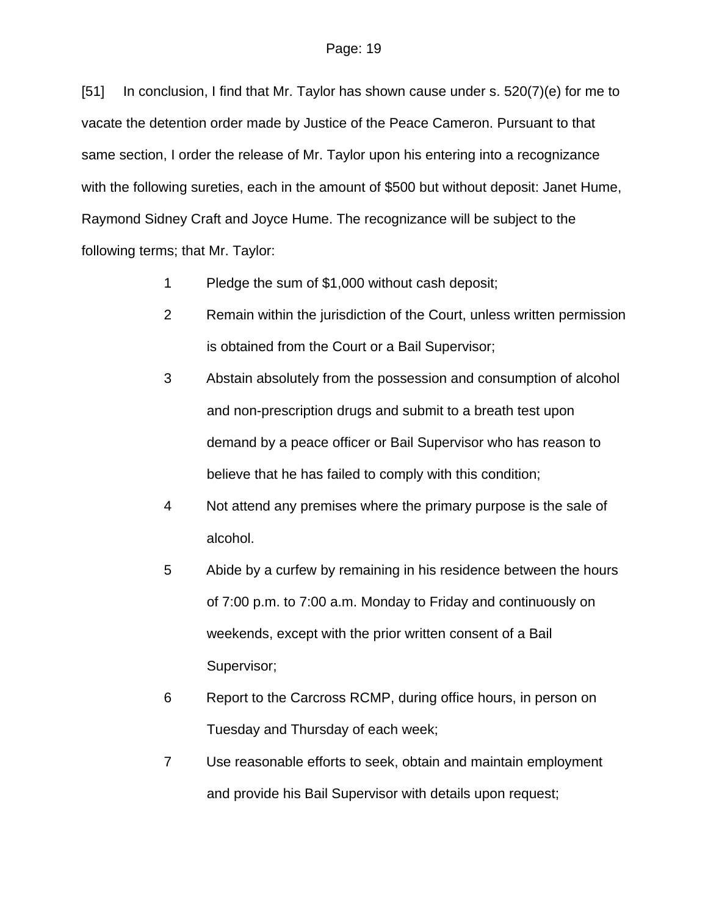[51] In conclusion, I find that Mr. Taylor has shown cause under s. 520(7)(e) for me to vacate the detention order made by Justice of the Peace Cameron. Pursuant to that same section, I order the release of Mr. Taylor upon his entering into a recognizance with the following sureties, each in the amount of $500 but without deposit: Janet Hume, Raymond Sidney Craft and Joyce Hume. The recognizance will be subject to the following terms; that Mr. Taylor:

1. Pledge the sum of $1,000 without cash deposit;
2. Remain within the jurisdiction of the Court, unless written permission is obtained from the Court or a Bail Supervisor;
3. Abstain absolutely from the possession and consumption of alcohol and non-prescription drugs and submit to a breath test upon demand by a peace officer or Bail Supervisor who has reason to believe that he has failed to comply with this condition;
4. Not attend any premises where the primary purpose is the sale of alcohol.
5. Abide by a curfew by remaining in his residence between the hours of 7:00 p.m. to 7:00 a.m. Monday to Friday and continuously on weekends, except with the prior written consent of a Bail Supervisor;
6. Report to the Carcross RCMP, during office hours, in person on Tuesday and Thursday of each week;
7. Use reasonable efforts to seek, obtain and maintain employment and provide his Bail Supervisor with details upon request;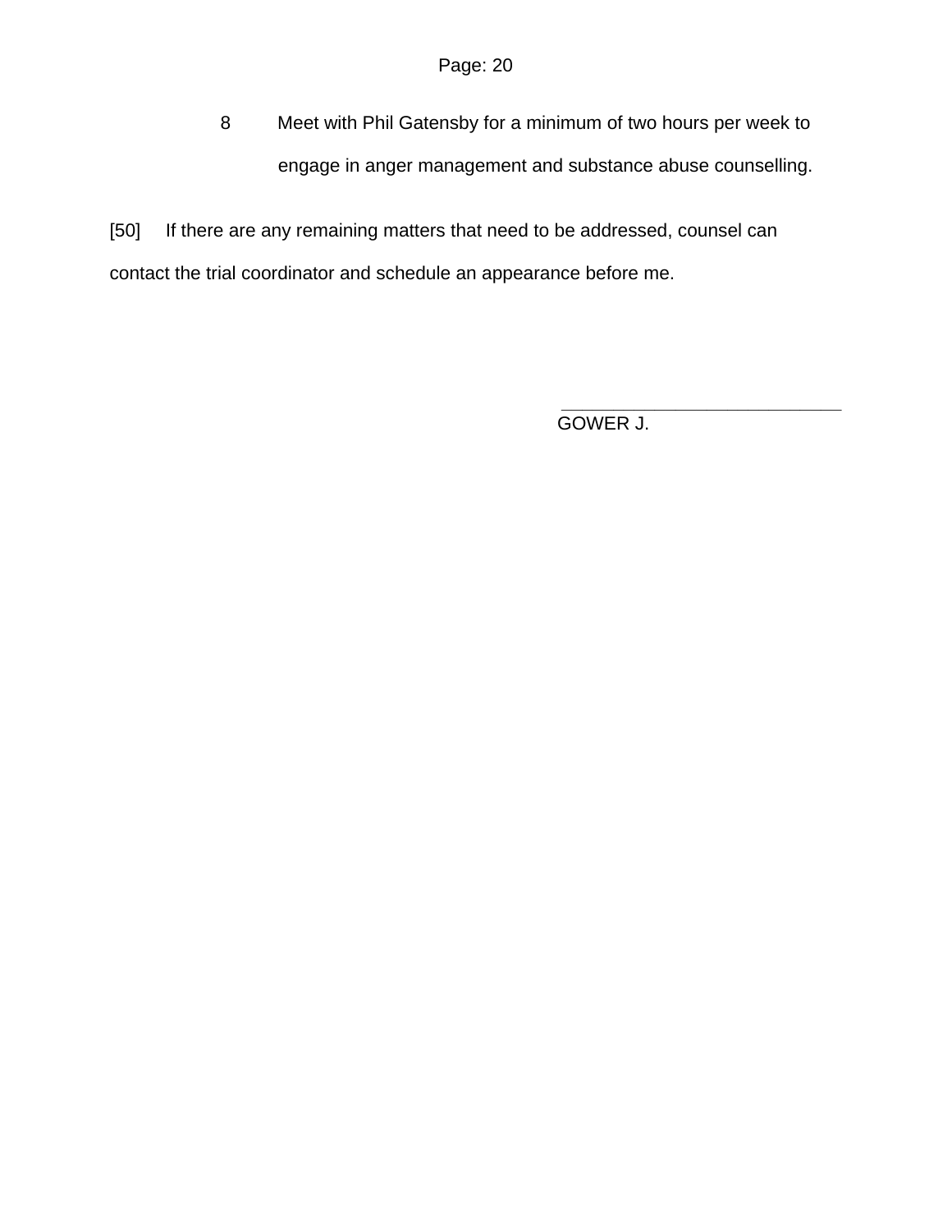8. Meet with Phil Gatensby for a minimum of two hours per week to engage in anger management and substance abuse counselling.

[50] If there are any remaining matters that need to be addressed, counsel can contact the trial coordinator and schedule an appearance before me.

\_\_\_\_\_\_\_\_\_\_\_\_\_\_\_\_\_\_\_\_\_\_\_\_\_\_\_\_\_\_

GOWER J.